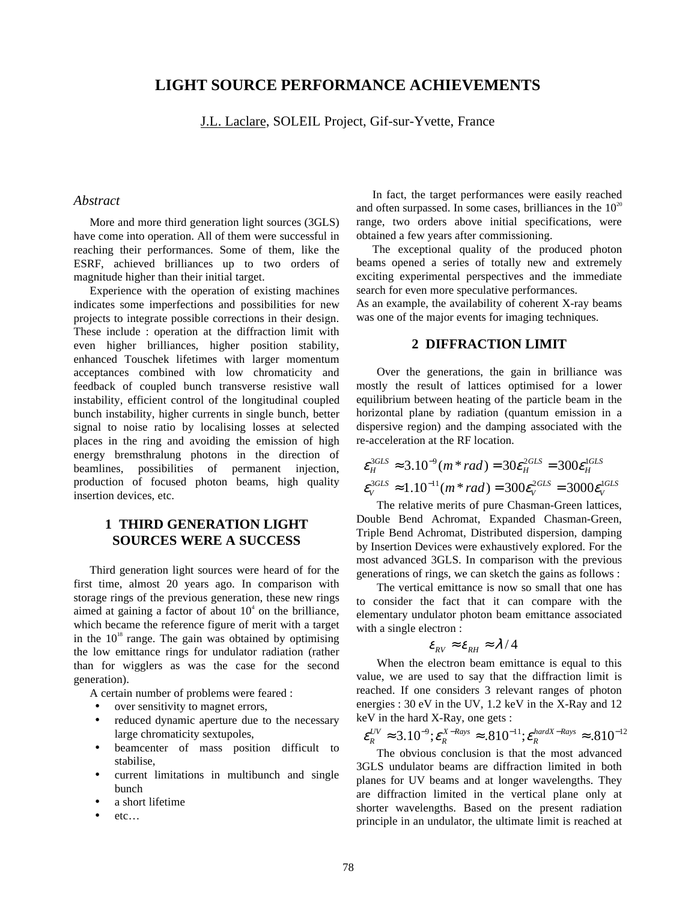# LIGHT SOURCE PERFORMANCE ACHIEVEMENTS

J.L. Laclare, SOLEIL Project, Gif-sur-Yvette, France

## *Abstract*

More and more third generation light sources (3GLS) have come into operation. All of them were successful in reaching their performances. Some of them, like the ESRF, achieved brilliances up to two orders of magnitude higher than their initial target.

Experience with the operation of existing machines indicates some imperfections and possibilities for new projects to integrate possible corrections in their design. These include : operation at the diffraction limit with even higher brilliances, higher position stability, enhanced Touschek lifetimes with larger momentum acceptances combined with low chromaticity and feedback of coupled bunch transverse resistive wall instability, efficient control of the longitudinal coupled bunch instability, higher currents in single bunch, better signal to noise ratio by localising losses at selected places in the ring and avoiding the emission of high energy bremsthralung photons in the direction of beamlines, possibilities of permanent injection, production of focused photon beams, high quality insertion devices, etc.

## 1 THIRD GENERATION LIGHT SOURCES WERE A SUCCESS

Third generation light sources were heard of for the first time, almost 20 years ago. In comparison with storage rings of the previous generation, these new rings aimed at gaining a factor of about $10^4$ on the brilliance, which became the reference figure of merit with a target in the $10^{18}$ range. The gain was obtained by optimising the low emittance rings for undulator radiation (rather than for wigglers as was the case for the second generation).

A certain number of problems were feared :

- over sensitivity to magnet errors,
- reduced dynamic aperture due to the necessary large chromaticity sextupoles,
- beamcenter of mass position difficult to stabilise,
- current limitations in multibunch and single bunch
- a short lifetime
- etc…

In fact, the target performances were easily reached and often surpassed. In some cases, brilliances in the $10^{20}$ range, two orders above initial specifications, were obtained a few years after commissioning.

The exceptional quality of the produced photon beams opened a series of totally new and extremely exciting experimental perspectives and the immediate search for even more speculative performances.

As an example, the availability of coherent X-ray beams was one of the major events for imaging techniques.

## 2 DIFFRACTION LIMIT

Over the generations, the gain in brilliance was mostly the result of lattices optimised for a lower equilibrium between heating of the particle beam in the horizontal plane by radiation (quantum emission in a dispersive region) and the damping associated with the re-acceleration at the RF location.

$$\varepsilon_H^{3GLS} \approx 3.10^{-9}(m*rad) = 30\varepsilon_H^{2GLS} = 300\varepsilon_H^{1GLS}$$

$$\varepsilon_V^{3GLS} \approx 1.10^{-11}(m*rad) = 300\varepsilon_V^{2GLS} = 3000\varepsilon_V^{1GLS}$$

The relative merits of pure Chasman-Green lattices, Double Bend Achromat, Expanded Chasman-Green, Triple Bend Achromat, Distributed dispersion, damping by Insertion Devices were exhaustively explored. For the most advanced 3GLS. In comparison with the previous generations of rings, we can sketch the gains as follows :

The vertical emittance is now so small that one has to consider the fact that it can compare with the elementary undulator photon beam emittance associated with a single electron :

$$\varepsilon_{RV} \approx \varepsilon_{RH} \approx \lambda / 4$$

When the electron beam emittance is equal to this value, we are used to say that the diffraction limit is reached. If one considers 3 relevant ranges of photon energies : 30 eV in the UV, 1.2 keV in the X-Ray and 12 keV in the hard X-Ray, one gets :

$$\varepsilon_R^{UV} \approx 3.10^{-9}; \varepsilon_R^{X-Rays} \approx .810^{-11}; \varepsilon_R^{hardX-Rays} \approx .810^{-12}$$

The obvious conclusion is that the most advanced 3GLS undulator beams are diffraction limited in both planes for UV beams and at longer wavelengths. They are diffraction limited in the vertical plane only at shorter wavelengths. Based on the present radiation principle in an undulator, the ultimate limit is reached at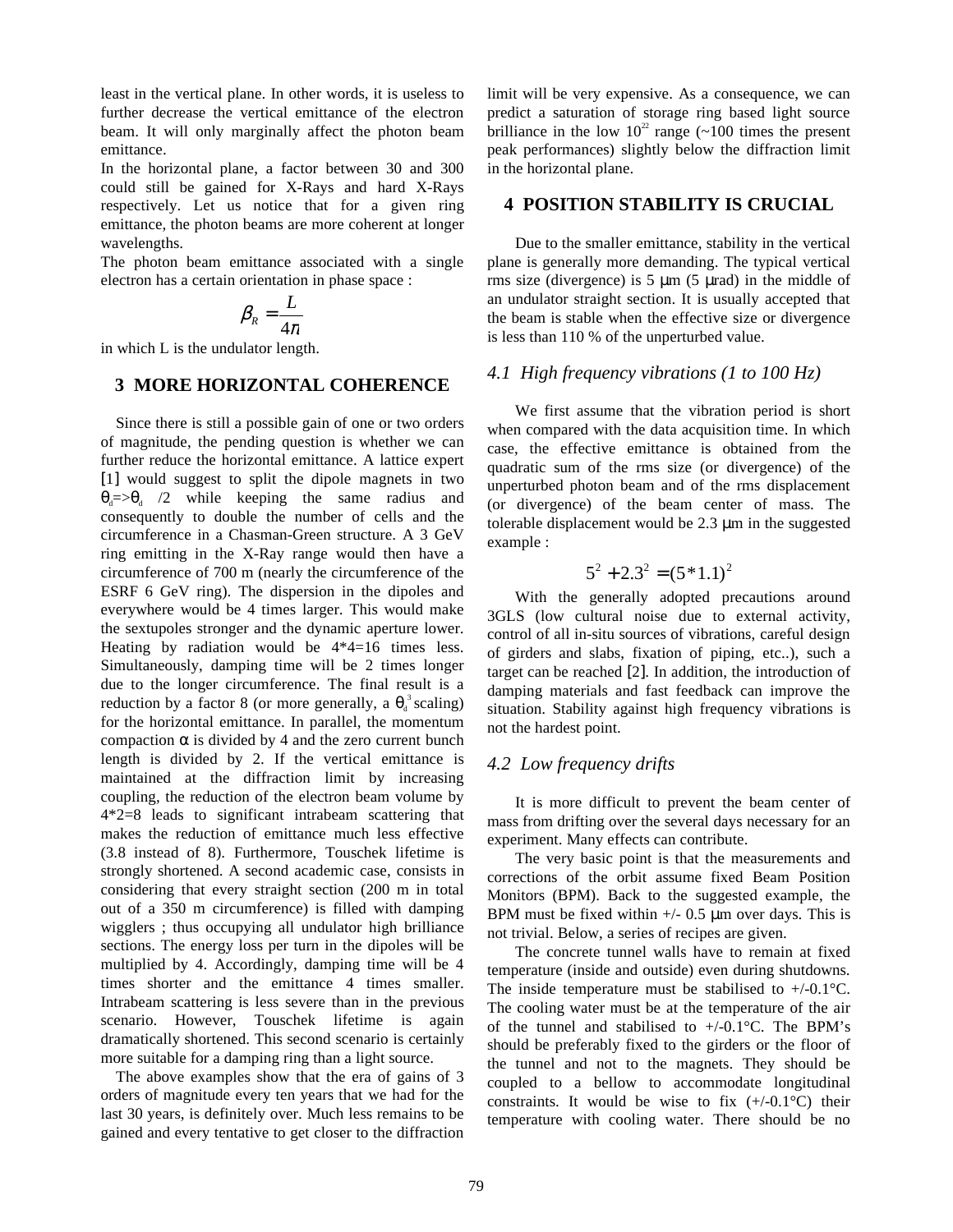least in the vertical plane. In other words, it is useless to further decrease the vertical emittance of the electron beam. It will only marginally affect the photon beam emittance.

In the horizontal plane, a factor between 30 and 300 could still be gained for X-Rays and hard X-Rays respectively. Let us notice that for a given ring emittance, the photon beams are more coherent at longer wavelengths.

The photon beam emittance associated with a single electron has a certain orientation in phase space :

$$\beta_R = \frac{L}{4\pi}$$

in which L is the undulator length.

## 3 MORE HORIZONTAL COHERENCE

Since there is still a possible gain of one or two orders of magnitude, the pending question is whether we can further reduce the horizontal emittance. A lattice expert [1] would suggest to split the dipole magnets in two $\theta_d \Rightarrow \theta_d/2$ while keeping the same radius and consequently to double the number of cells and the circumference in a Chasman-Green structure. A 3 GeV ring emitting in the X-Ray range would then have a circumference of 700 m (nearly the circumference of the ESRF 6 GeV ring). The dispersion in the dipoles and everywhere would be 4 times larger. This would make the sextupoles stronger and the dynamic aperture lower. Heating by radiation would be 4*4=16 times less. Simultaneously, damping time will be 2 times longer due to the longer circumference. The final result is a reduction by a factor 8 (or more generally, a $\theta_d^3$ scaling) for the horizontal emittance. In parallel, the momentum compaction $\alpha$ is divided by 4 and the zero current bunch length is divided by 2. If the vertical emittance is maintained at the diffraction limit by increasing coupling, the reduction of the electron beam volume by 4*2=8 leads to significant intrabeam scattering that makes the reduction of emittance much less effective (3.8 instead of 8). Furthermore, Touschek lifetime is strongly shortened. A second academic case, consists in considering that every straight section (200 m in total out of a 350 m circumference) is filled with damping wigglers ; thus occupying all undulator high brilliance sections. The energy loss per turn in the dipoles will be multiplied by 4. Accordingly, damping time will be 4 times shorter and the emittance 4 times smaller. Intrabeam scattering is less severe than in the previous scenario. However, Touschek lifetime is again dramatically shortened. This second scenario is certainly more suitable for a damping ring than a light source.

The above examples show that the era of gains of 3 orders of magnitude every ten years that we had for the last 30 years, is definitely over. Much less remains to be gained and every tentative to get closer to the diffraction limit will be very expensive. As a consequence, we can predict a saturation of storage ring based light source brilliance in the low $10^{22}$ range (~100 times the present peak performances) slightly below the diffraction limit in the horizontal plane.

## 4 POSITION STABILITY IS CRUCIAL

Due to the smaller emittance, stability in the vertical plane is generally more demanding. The typical vertical rms size (divergence) is 5 μm (5 μrad) in the middle of an undulator straight section. It is usually accepted that the beam is stable when the effective size or divergence is less than 110 % of the unperturbed value.

### *4.1 High frequency vibrations (1 to 100 Hz)*

We first assume that the vibration period is short when compared with the data acquisition time. In which case, the effective emittance is obtained from the quadratic sum of the rms size (or divergence) of the unperturbed photon beam and of the rms displacement (or divergence) of the beam center of mass. The tolerable displacement would be 2.3 μm in the suggested example :

$$5^2 + 2.3^2 = (5*1.1)^2$$

With the generally adopted precautions around 3GLS (low cultural noise due to external activity, control of all in-situ sources of vibrations, careful design of girders and slabs, fixation of piping, etc..), such a target can be reached [2]. In addition, the introduction of damping materials and fast feedback can improve the situation. Stability against high frequency vibrations is not the hardest point.

### *4.2 Low frequency drifts*

It is more difficult to prevent the beam center of mass from drifting over the several days necessary for an experiment. Many effects can contribute.

The very basic point is that the measurements and corrections of the orbit assume fixed Beam Position Monitors (BPM). Back to the suggested example, the BPM must be fixed within +/- 0.5 μm over days. This is not trivial. Below, a series of recipes are given.

The concrete tunnel walls have to remain at fixed temperature (inside and outside) even during shutdowns. The inside temperature must be stabilised to +/-0.1°C. The cooling water must be at the temperature of the air of the tunnel and stabilised to +/-0.1°C. The BPM's should be preferably fixed to the girders or the floor of the tunnel and not to the magnets. They should be coupled to a bellow to accommodate longitudinal constraints. It would be wise to fix (+/-0.1°C) their temperature with cooling water. There should be no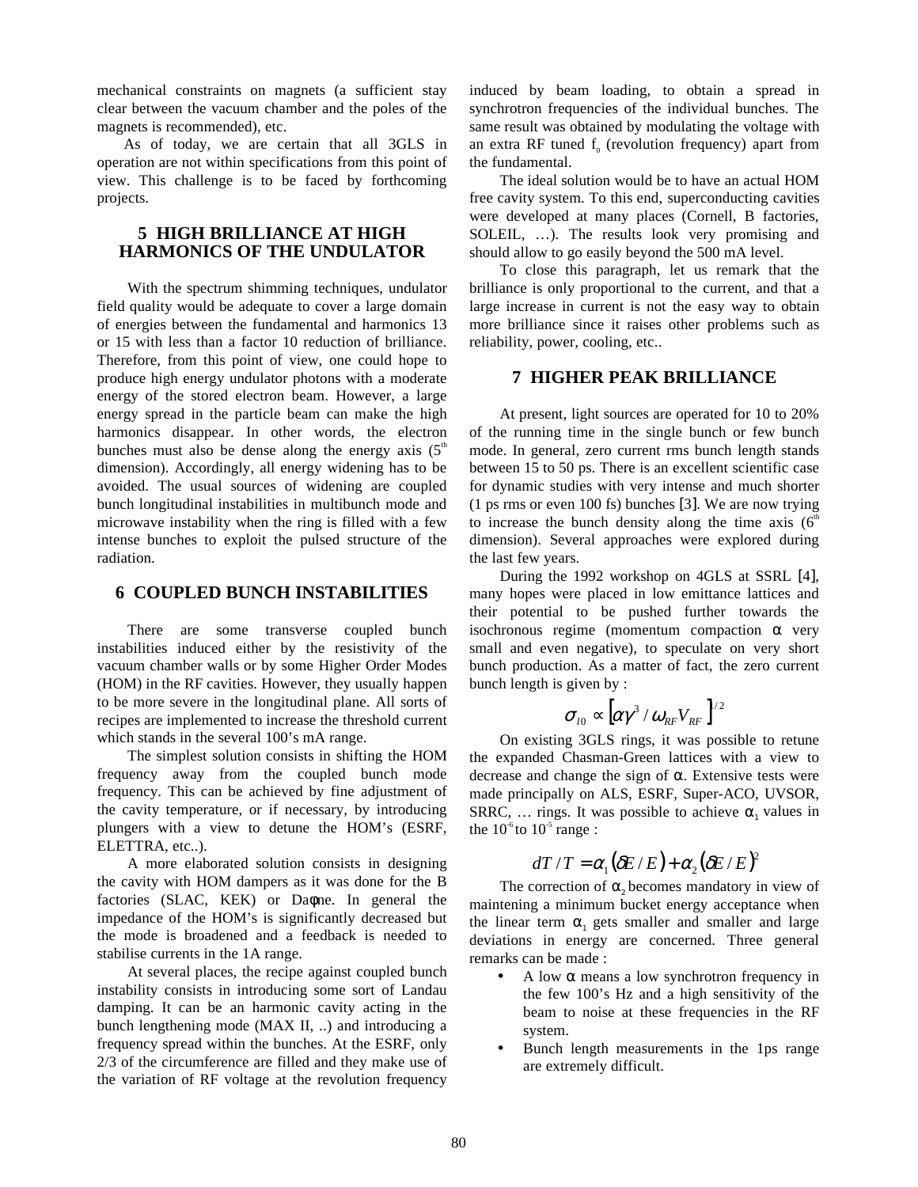mechanical constraints on magnets (a sufficient stay clear between the vacuum chamber and the poles of the magnets is recommended), etc.

As of today, we are certain that all 3GLS in operation are not within specifications from this point of view. This challenge is to be faced by forthcoming projects.

## 5 HIGH BRILLIANCE AT HIGH HARMONICS OF THE UNDULATOR

With the spectrum shimming techniques, undulator field quality would be adequate to cover a large domain of energies between the fundamental and harmonics 13 or 15 with less than a factor 10 reduction of brilliance. Therefore, from this point of view, one could hope to produce high energy undulator photons with a moderate energy of the stored electron beam. However, a large energy spread in the particle beam can make the high harmonics disappear. In other words, the electron bunches must also be dense along the energy axis (5$^{th}$ dimension). Accordingly, all energy widening has to be avoided. The usual sources of widening are coupled bunch longitudinal instabilities in multibunch mode and microwave instability when the ring is filled with a few intense bunches to exploit the pulsed structure of the radiation.

## 6 COUPLED BUNCH INSTABILITIES

There are some transverse coupled bunch instabilities induced either by the resistivity of the vacuum chamber walls or by some Higher Order Modes (HOM) in the RF cavities. However, they usually happen to be more severe in the longitudinal plane. All sorts of recipes are implemented to increase the threshold current which stands in the several 100's mA range.

The simplest solution consists in shifting the HOM frequency away from the coupled bunch mode frequency. This can be achieved by fine adjustment of the cavity temperature, or if necessary, by introducing plungers with a view to detune the HOM's (ESRF, ELETTRA, etc..).

A more elaborated solution consists in designing the cavity with HOM dampers as it was done for the B factories (SLAC, KEK) or Daφne. In general the impedance of the HOM's is significantly decreased but the mode is broadened and a feedback is needed to stabilise currents in the 1A range.

At several places, the recipe against coupled bunch instability consists in introducing some sort of Landau damping. It can be an harmonic cavity acting in the bunch lengthening mode (MAX II, ..) and introducing a frequency spread within the bunches. At the ESRF, only 2/3 of the circumference are filled and they make use of the variation of RF voltage at the revolution frequency induced by beam loading, to obtain a spread in synchrotron frequencies of the individual bunches. The same result was obtained by modulating the voltage with an extra RF tuned $f_0$ (revolution frequency) apart from the fundamental.

The ideal solution would be to have an actual HOM free cavity system. To this end, superconducting cavities were developed at many places (Cornell, B factories, SOLEIL, …). The results look very promising and should allow to go easily beyond the 500 mA level.

To close this paragraph, let us remark that the brilliance is only proportional to the current, and that a large increase in current is not the easy way to obtain more brilliance since it raises other problems such as reliability, power, cooling, etc..

## 7 HIGHER PEAK BRILLIANCE

At present, light sources are operated for 10 to 20% of the running time in the single bunch or few bunch mode. In general, zero current rms bunch length stands between 15 to 50 ps. There is an excellent scientific case for dynamic studies with very intense and much shorter (1 ps rms or even 100 fs) bunches [3]. We are now trying to increase the bunch density along the time axis (6$^{th}$ dimension). Several approaches were explored during the last few years.

During the 1992 workshop on 4GLS at SSRL [4], many hopes were placed in low emittance lattices and their potential to be pushed further towards the isochronous regime (momentum compaction α very small and even negative), to speculate on very short bunch production. As a matter of fact, the zero current bunch length is given by :

$$\sigma_{l0} \propto \left[\alpha\gamma^3 / \omega_{RF} V_{RF}\right]^{1/2}$$

On existing 3GLS rings, it was possible to retune the expanded Chasman-Green lattices with a view to decrease and change the sign of α. Extensive tests were made principally on ALS, ESRF, Super-ACO, UVSOR, SRRC, … rings. It was possible to achieve $\alpha_1$ values in the $10^{-6}$ to $10^{-5}$ range :

$$dT/T = \alpha_1 (\delta E/E) + \alpha_2 (\delta E/E)^2$$

The correction of $\alpha_2$ becomes mandatory in view of maintening a minimum bucket energy acceptance when the linear term $\alpha_1$ gets smaller and smaller and large deviations in energy are concerned. Three general remarks can be made :

- A low α means a low synchrotron frequency in the few 100's Hz and a high sensitivity of the beam to noise at these frequencies in the RF system.
- Bunch length measurements in the 1ps range are extremely difficult.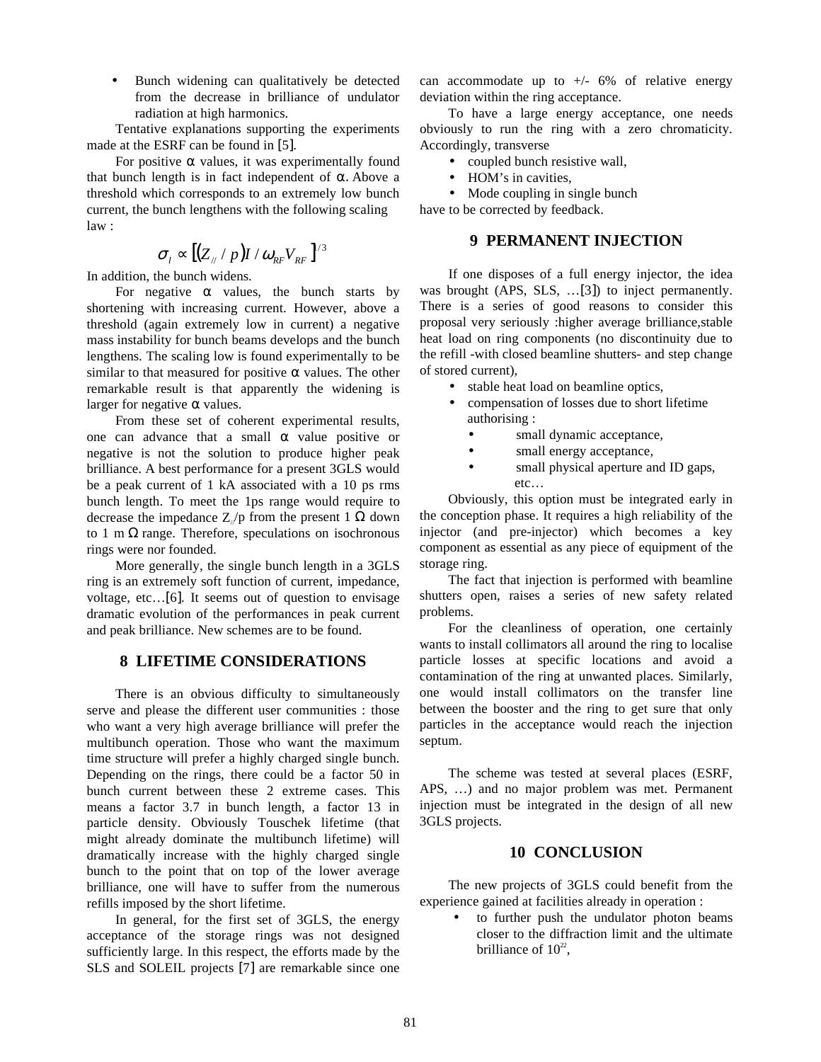- Bunch widening can qualitatively be detected from the decrease in brilliance of undulator radiation at high harmonics.

Tentative explanations supporting the experiments made at the ESRF can be found in [5].

For positive α values, it was experimentally found that bunch length is in fact independent of α. Above a threshold which corresponds to an extremely low bunch current, the bunch lengthens with the following scaling law :

$$\sigma_l \propto \left[ (Z_{//} / p) I / \omega_{RF} V_{RF} \right]^{1/3}$$

In addition, the bunch widens.

For negative α values, the bunch starts by shortening with increasing current. However, above a threshold (again extremely low in current) a negative mass instability for bunch beams develops and the bunch lengthens. The scaling low is found experimentally to be similar to that measured for positive α values. The other remarkable result is that apparently the widening is larger for negative α values.

From these set of coherent experimental results, one can advance that a small α value positive or negative is not the solution to produce higher peak brilliance. A best performance for a present 3GLS would be a peak current of 1 kA associated with a 10 ps rms bunch length. To meet the 1ps range would require to decrease the impedance $Z_{//}$/p from the present 1 Ω down to 1 m Ω range. Therefore, speculations on isochronous rings were nor founded.

More generally, the single bunch length in a 3GLS ring is an extremely soft function of current, impedance, voltage, etc…[6]. It seems out of question to envisage dramatic evolution of the performances in peak current and peak brilliance. New schemes are to be found.

## 8 LIFETIME CONSIDERATIONS

There is an obvious difficulty to simultaneously serve and please the different user communities : those who want a very high average brilliance will prefer the multibunch operation. Those who want the maximum time structure will prefer a highly charged single bunch. Depending on the rings, there could be a factor 50 in bunch current between these 2 extreme cases. This means a factor 3.7 in bunch length, a factor 13 in particle density. Obviously Touschek lifetime (that might already dominate the multibunch lifetime) will dramatically increase with the highly charged single bunch to the point that on top of the lower average brilliance, one will have to suffer from the numerous refills imposed by the short lifetime.

In general, for the first set of 3GLS, the energy acceptance of the storage rings was not designed sufficiently large. In this respect, the efforts made by the SLS and SOLEIL projects [7] are remarkable since one can accommodate up to +/- 6% of relative energy deviation within the ring acceptance.

To have a large energy acceptance, one needs obviously to run the ring with a zero chromaticity. Accordingly, transverse

- coupled bunch resistive wall,
- HOM's in cavities,
- Mode coupling in single bunch

have to be corrected by feedback.

## 9 PERMANENT INJECTION

If one disposes of a full energy injector, the idea was brought (APS, SLS, …[3]) to inject permanently. There is a series of good reasons to consider this proposal very seriously :higher average brilliance,stable heat load on ring components (no discontinuity due to the refill -with closed beamline shutters- and step change of stored current),

- stable heat load on beamline optics,
- compensation of losses due to short lifetime authorising :
  - small dynamic acceptance,
  - small energy acceptance,
  - small physical aperture and ID gaps, etc…

Obviously, this option must be integrated early in the conception phase. It requires a high reliability of the injector (and pre-injector) which becomes a key component as essential as any piece of equipment of the storage ring.

The fact that injection is performed with beamline shutters open, raises a series of new safety related problems.

For the cleanliness of operation, one certainly wants to install collimators all around the ring to localise particle losses at specific locations and avoid a contamination of the ring at unwanted places. Similarly, one would install collimators on the transfer line between the booster and the ring to get sure that only particles in the acceptance would reach the injection septum.

The scheme was tested at several places (ESRF, APS, …) and no major problem was met. Permanent injection must be integrated in the design of all new 3GLS projects.

## 10 CONCLUSION

The new projects of 3GLS could benefit from the experience gained at facilities already in operation :

- to further push the undulator photon beams closer to the diffraction limit and the ultimate brilliance of $10^{22}$,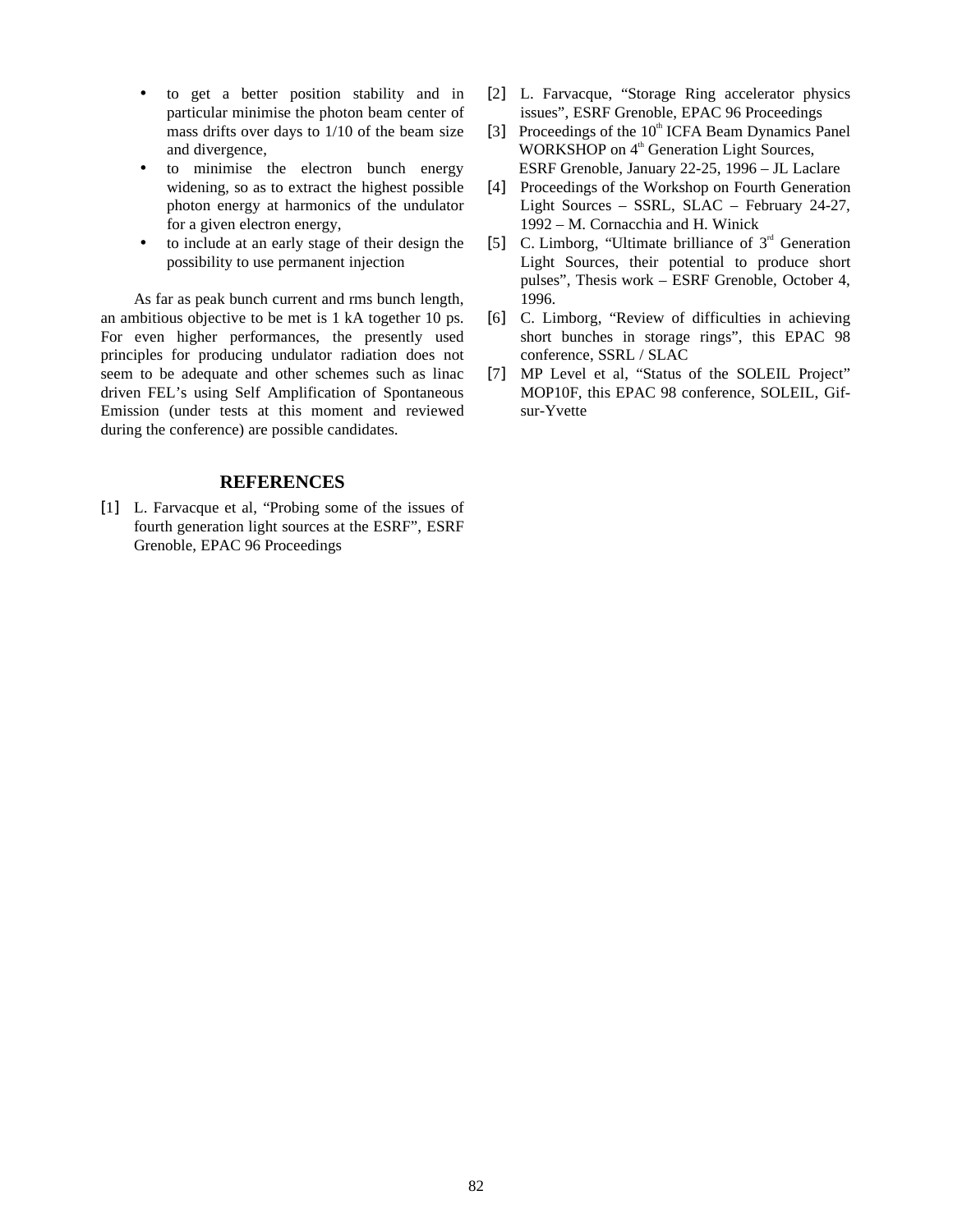- to get a better position stability and in particular minimise the photon beam center of mass drifts over days to 1/10 of the beam size and divergence,
- to minimise the electron bunch energy widening, so as to extract the highest possible photon energy at harmonics of the undulator for a given electron energy,
- to include at an early stage of their design the possibility to use permanent injection

As far as peak bunch current and rms bunch length, an ambitious objective to be met is 1 kA together 10 ps. For even higher performances, the presently used principles for producing undulator radiation does not seem to be adequate and other schemes such as linac driven FEL's using Self Amplification of Spontaneous Emission (under tests at this moment and reviewed during the conference) are possible candidates.

## REFERENCES

[1] L. Farvacque et al, "Probing some of the issues of fourth generation light sources at the ESRF", ESRF Grenoble, EPAC 96 Proceedings

[2] L. Farvacque, "Storage Ring accelerator physics issues", ESRF Grenoble, EPAC 96 Proceedings

[3] Proceedings of the 10th ICFA Beam Dynamics Panel WORKSHOP on 4th Generation Light Sources, ESRF Grenoble, January 22-25, 1996 – JL Laclare

[4] Proceedings of the Workshop on Fourth Generation Light Sources – SSRL, SLAC – February 24-27, 1992 – M. Cornacchia and H. Winick

[5] C. Limborg, "Ultimate brilliance of 3rd Generation Light Sources, their potential to produce short pulses", Thesis work – ESRF Grenoble, October 4, 1996.

[6] C. Limborg, "Review of difficulties in achieving short bunches in storage rings", this EPAC 98 conference, SSRL / SLAC

[7] MP Level et al, "Status of the SOLEIL Project" MOP10F, this EPAC 98 conference, SOLEIL, Gif-sur-Yvette